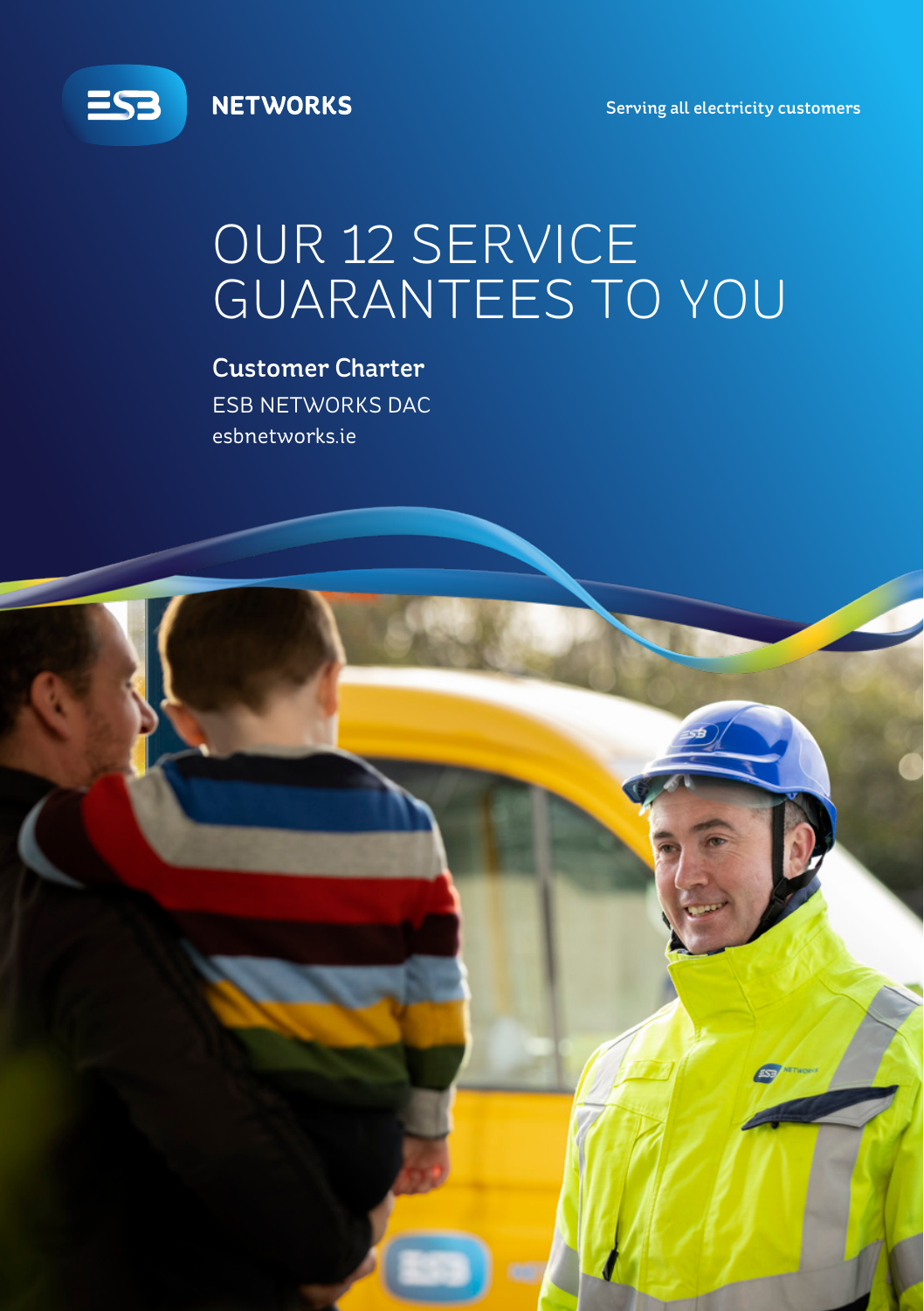ESB NETWORKS

Serving all electricity customers

# OUR 12 SERVICE GUARANTEES TO YOU

## Customer Charter

ESB NETWORKS DAC

esbnetworks.ie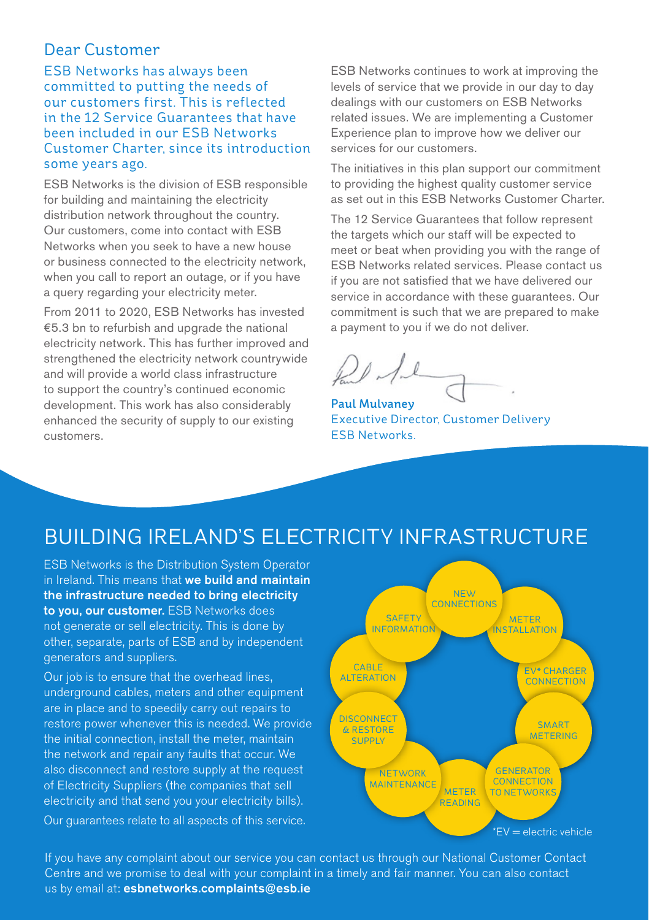## Dear Customer

ESB Networks has always been committed to putting the needs of our customers first. This is reflected in the 12 Service Guarantees that have been included in our ESB Networks Customer Charter, since its introduction some years ago.

ESB Networks is the division of ESB responsible for building and maintaining the electricity distribution network throughout the country. Our customers, come into contact with ESB Networks when you seek to have a new house or business connected to the electricity network, when you call to report an outage, or if you have a query regarding your electricity meter.

From 2011 to 2020, ESB Networks has invested €5.3 bn to refurbish and upgrade the national electricity network. This has further improved and strengthened the electricity network countrywide and will provide a world class infrastructure to support the country's continued economic development. This work has also considerably enhanced the security of supply to our existing customers.

ESB Networks continues to work at improving the levels of service that we provide in our day to day dealings with our customers on ESB Networks related issues. We are implementing a Customer Experience plan to improve how we deliver our services for our customers.

The initiatives in this plan support our commitment to providing the highest quality customer service as set out in this ESB Networks Customer Charter.

The 12 Service Guarantees that follow represent the targets which our staff will be expected to meet or beat when providing you with the range of ESB Networks related services. Please contact us if you are not satisfied that we have delivered our service in accordance with these guarantees. Our commitment is such that we are prepared to make a payment to you if we do not deliver.

**Paul Mulvaney**
Executive Director, Customer Delivery
ESB Networks.

# BUILDING IRELAND'S ELECTRICITY INFRASTRUCTURE

ESB Networks is the Distribution System Operator in Ireland. This means that **we build and maintain the infrastructure needed to bring electricity to you, our customer.** ESB Networks does not generate or sell electricity. This is done by other, separate, parts of ESB and by independent generators and suppliers.

Our job is to ensure that the overhead lines, underground cables, meters and other equipment are in place and to speedily carry out repairs to restore power whenever this is needed. We provide the initial connection, install the meter, maintain the network and repair any faults that occur. We also disconnect and restore supply at the request of Electricity Suppliers (the companies that sell electricity and that send you your electricity bills).

Our guarantees relate to all aspects of this service.

- NEW CONNECTIONS
- METER INSTALLATION
- EV* CHARGER CONNECTION
- SMART METERING
- GENERATOR CONNECTION TO NETWORKS
- METER READING
- NETWORK MAINTENANCE
- DISCONNECT & RESTORE SUPPLY
- CABLE ALTERATION
- SAFETY INFORMATION

*EV = electric vehicle

If you have any complaint about our service you can contact us through our National Customer Contact Centre and we promise to deal with your complaint in a timely and fair manner. You can also contact us by email at: **esbnetworks.complaints@esb.ie**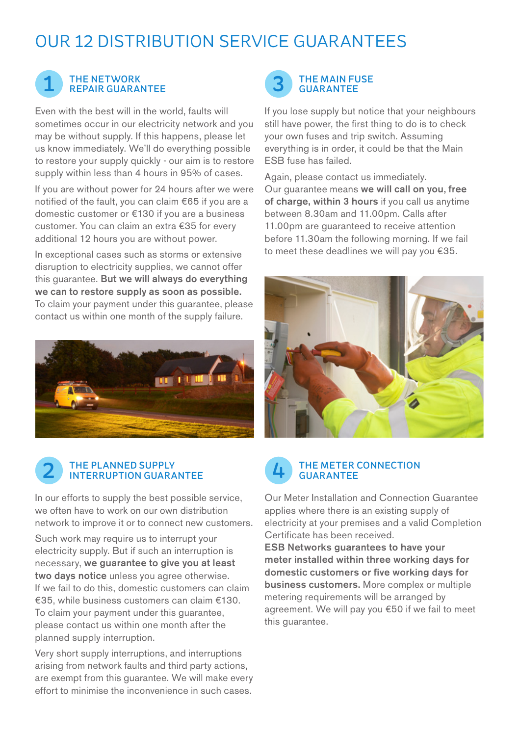# OUR 12 DISTRIBUTION SERVICE GUARANTEES

## 1 THE NETWORK REPAIR GUARANTEE

Even with the best will in the world, faults will sometimes occur in our electricity network and you may be without supply. If this happens, please let us know immediately. We'll do everything possible to restore your supply quickly - our aim is to restore supply within less than 4 hours in 95% of cases.

If you are without power for 24 hours after we were notified of the fault, you can claim €65 if you are a domestic customer or €130 if you are a business customer. You can claim an extra €35 for every additional 12 hours you are without power.

In exceptional cases such as storms or extensive disruption to electricity supplies, we cannot offer this guarantee. **But we will always do everything we can to restore supply as soon as possible.** To claim your payment under this guarantee, please contact us within one month of the supply failure.

## 2 THE PLANNED SUPPLY INTERRUPTION GUARANTEE

In our efforts to supply the best possible service, we often have to work on our own distribution network to improve it or to connect new customers.

Such work may require us to interrupt your electricity supply. But if such an interruption is necessary, **we guarantee to give you at least two days notice** unless you agree otherwise. If we fail to do this, domestic customers can claim €35, while business customers can claim €130. To claim your payment under this guarantee, please contact us within one month after the planned supply interruption.

Very short supply interruptions, and interruptions arising from network faults and third party actions, are exempt from this guarantee. We will make every effort to minimise the inconvenience in such cases.

## 3 THE MAIN FUSE GUARANTEE

If you lose supply but notice that your neighbours still have power, the first thing to do is to check your own fuses and trip switch. Assuming everything is in order, it could be that the Main ESB fuse has failed.

Again, please contact us immediately. Our guarantee means **we will call on you, free of charge, within 3 hours** if you call us anytime between 8.30am and 11.00pm. Calls after 11.00pm are guaranteed to receive attention before 11.30am the following morning. If we fail to meet these deadlines we will pay you €35.

## 4 THE METER CONNECTION GUARANTEE

Our Meter Installation and Connection Guarantee applies where there is an existing supply of electricity at your premises and a valid Completion Certificate has been received. **ESB Networks guarantees to have your meter installed within three working days for domestic customers or five working days for business customers.** More complex or multiple metering requirements will be arranged by agreement. We will pay you €50 if we fail to meet this guarantee.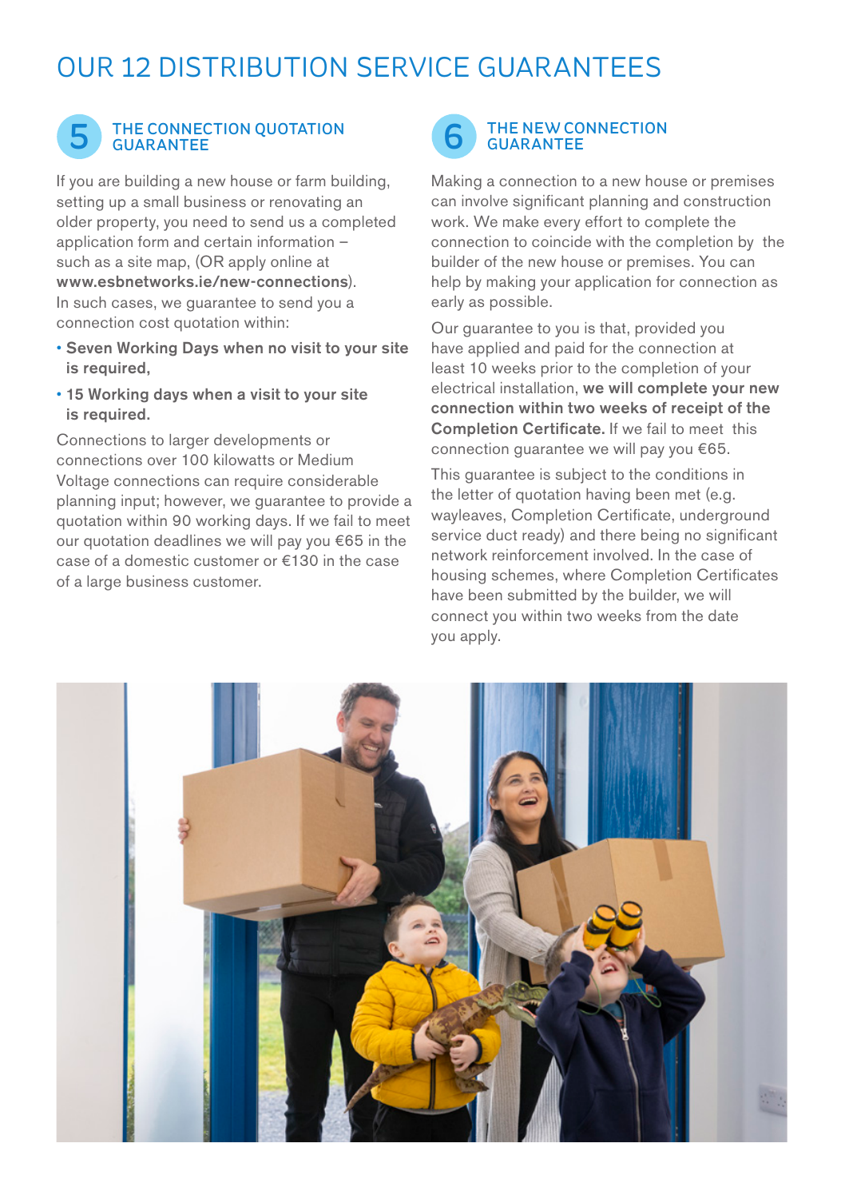# OUR 12 DISTRIBUTION SERVICE GUARANTEES

## 5 THE CONNECTION QUOTATION GUARANTEE

If you are building a new house or farm building, setting up a small business or renovating an older property, you need to send us a completed application form and certain information – such as a site map, (OR apply online at **www.esbnetworks.ie/new-connections**). In such cases, we guarantee to send you a connection cost quotation within:

- **Seven Working Days when no visit to your site is required,**
- **15 Working days when a visit to your site is required.**

Connections to larger developments or connections over 100 kilowatts or Medium Voltage connections can require considerable planning input; however, we guarantee to provide a quotation within 90 working days. If we fail to meet our quotation deadlines we will pay you €65 in the case of a domestic customer or €130 in the case of a large business customer.

## 6 THE NEW CONNECTION GUARANTEE

Making a connection to a new house or premises can involve significant planning and construction work. We make every effort to complete the connection to coincide with the completion by the builder of the new house or premises. You can help by making your application for connection as early as possible.

Our guarantee to you is that, provided you have applied and paid for the connection at least 10 weeks prior to the completion of your electrical installation, **we will complete your new connection within two weeks of receipt of the Completion Certificate.** If we fail to meet this connection guarantee we will pay you €65.

This guarantee is subject to the conditions in the letter of quotation having been met (e.g. wayleaves, Completion Certificate, underground service duct ready) and there being no significant network reinforcement involved. In the case of housing schemes, where Completion Certificates have been submitted by the builder, we will connect you within two weeks from the date you apply.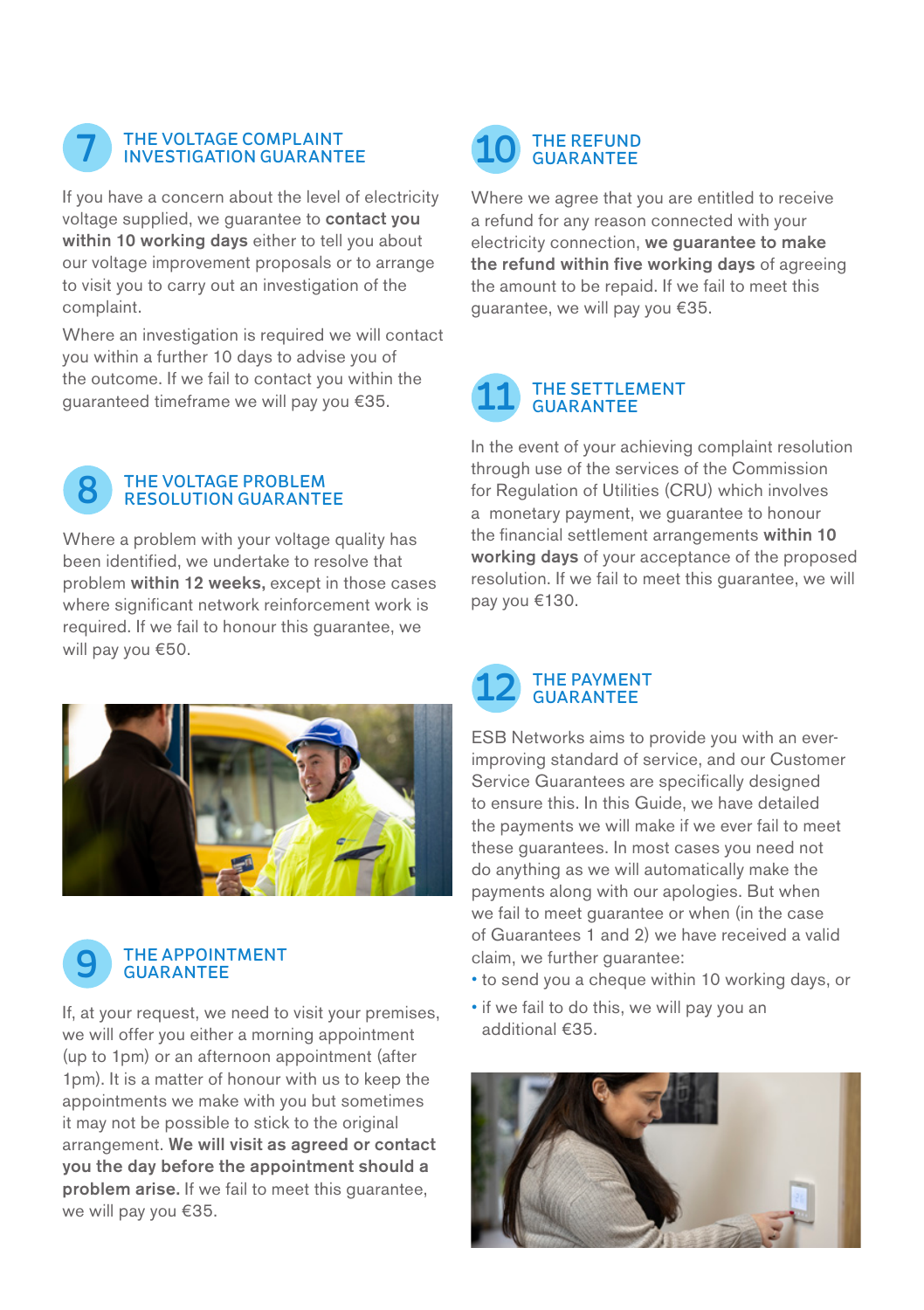## 7 THE VOLTAGE COMPLAINT INVESTIGATION GUARANTEE

If you have a concern about the level of electricity voltage supplied, we guarantee to **contact you within 10 working days** either to tell you about our voltage improvement proposals or to arrange to visit you to carry out an investigation of the complaint.

Where an investigation is required we will contact you within a further 10 days to advise you of the outcome. If we fail to contact you within the guaranteed timeframe we will pay you €35.

## 8 THE VOLTAGE PROBLEM RESOLUTION GUARANTEE

Where a problem with your voltage quality has been identified, we undertake to resolve that problem **within 12 weeks,** except in those cases where significant network reinforcement work is required. If we fail to honour this guarantee, we will pay you €50.

## 9 THE APPOINTMENT GUARANTEE

If, at your request, we need to visit your premises, we will offer you either a morning appointment (up to 1pm) or an afternoon appointment (after 1pm). It is a matter of honour with us to keep the appointments we make with you but sometimes it may not be possible to stick to the original arrangement. **We will visit as agreed or contact you the day before the appointment should a problem arise.** If we fail to meet this guarantee, we will pay you €35.

## 10 THE REFUND GUARANTEE

Where we agree that you are entitled to receive a refund for any reason connected with your electricity connection, **we guarantee to make the refund within five working days** of agreeing the amount to be repaid. If we fail to meet this guarantee, we will pay you €35.

## 11 THE SETTLEMENT GUARANTEE

In the event of your achieving complaint resolution through use of the services of the Commission for Regulation of Utilities (CRU) which involves a monetary payment, we guarantee to honour the financial settlement arrangements **within 10 working days** of your acceptance of the proposed resolution. If we fail to meet this guarantee, we will pay you €130.

## 12 THE PAYMENT GUARANTEE

ESB Networks aims to provide you with an ever-improving standard of service, and our Customer Service Guarantees are specifically designed to ensure this. In this Guide, we have detailed the payments we will make if we ever fail to meet these guarantees. In most cases you need not do anything as we will automatically make the payments along with our apologies. But when we fail to meet guarantee or when (in the case of Guarantees 1 and 2) we have received a valid claim, we further guarantee:

- to send you a cheque within 10 working days, or
- if we fail to do this, we will pay you an additional €35.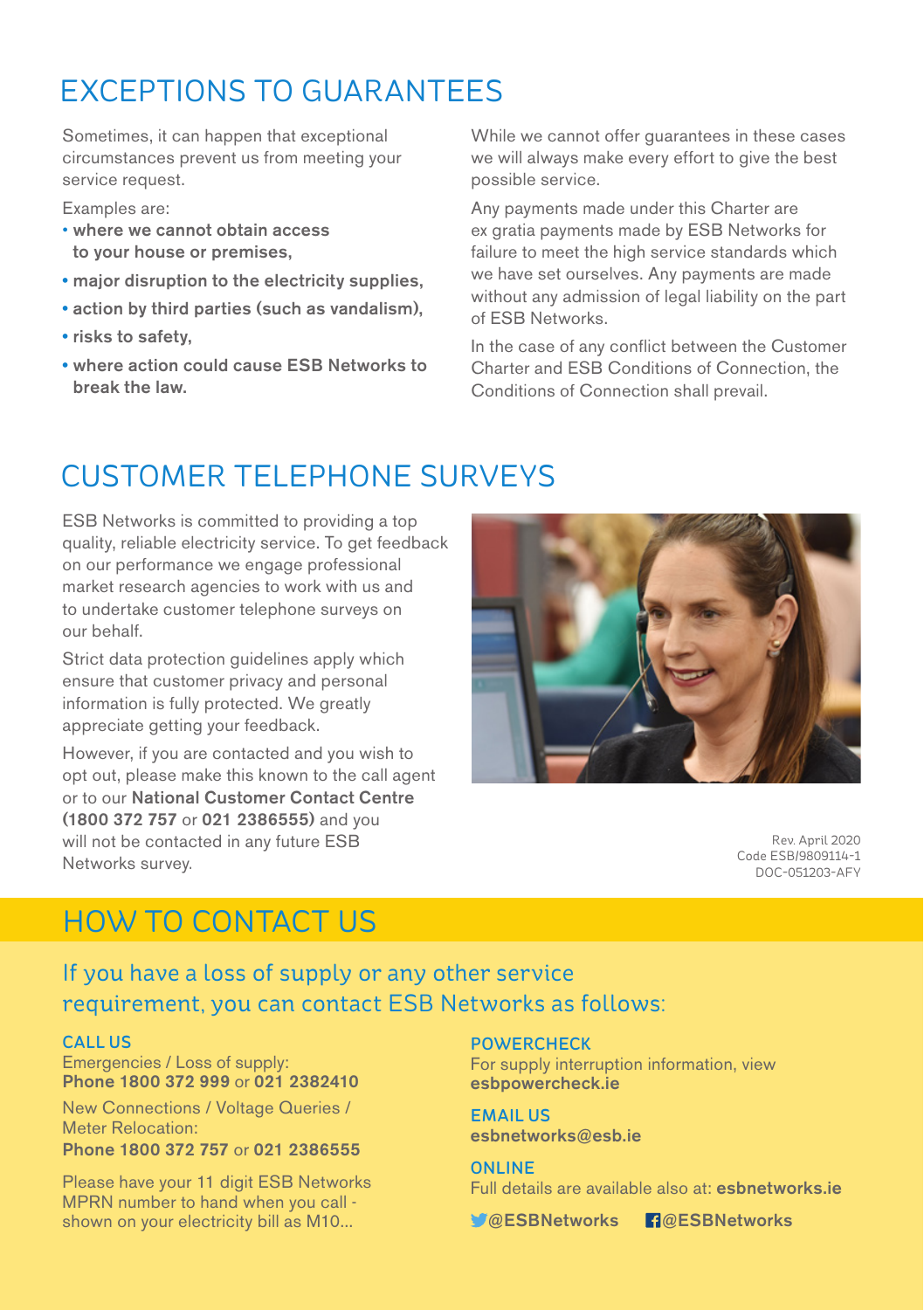## EXCEPTIONS TO GUARANTEES

Sometimes, it can happen that exceptional circumstances prevent us from meeting your service request.

Examples are:

- **where we cannot obtain access to your house or premises,**
- **major disruption to the electricity supplies,**
- **action by third parties (such as vandalism),**
- **risks to safety,**
- **where action could cause ESB Networks to break the law.**

While we cannot offer guarantees in these cases we will always make every effort to give the best possible service.

Any payments made under this Charter are ex gratia payments made by ESB Networks for failure to meet the high service standards which we have set ourselves. Any payments are made without any admission of legal liability on the part of ESB Networks.

In the case of any conflict between the Customer Charter and ESB Conditions of Connection, the Conditions of Connection shall prevail.

## CUSTOMER TELEPHONE SURVEYS

ESB Networks is committed to providing a top quality, reliable electricity service. To get feedback on our performance we engage professional market research agencies to work with us and to undertake customer telephone surveys on our behalf.

Strict data protection guidelines apply which ensure that customer privacy and personal information is fully protected. We greatly appreciate getting your feedback.

However, if you are contacted and you wish to opt out, please make this known to the call agent or to our **National Customer Contact Centre (1800 372 757** or **021 2386555)** and you will not be contacted in any future ESB Networks survey.

Rev. April 2020
Code ESB/9809114-1
DOC-051203-AFY

## HOW TO CONTACT US

### If you have a loss of supply or any other service requirement, you can contact ESB Networks as follows:

**CALL US**

Emergencies / Loss of supply:
**Phone 1800 372 999** or **021 2382410**

New Connections / Voltage Queries / Meter Relocation:
**Phone 1800 372 757** or **021 2386555**

Please have your 11 digit ESB Networks MPRN number to hand when you call - shown on your electricity bill as M10...

**POWERCHECK**

For supply interruption information, view **esbpowercheck.ie**

**EMAIL US**

**esbnetworks@esb.ie**

**ONLINE**

Full details are available also at: **esbnetworks.ie**

**@ESBNetworks** **@ESBNetworks**